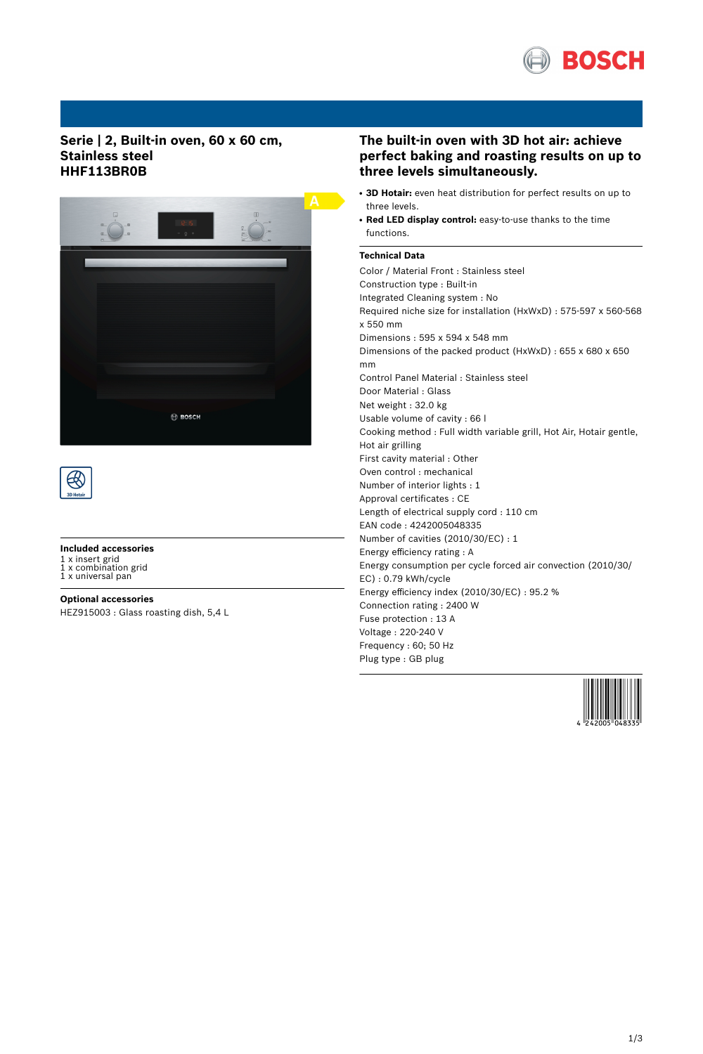BOSCH

## Serie | 2, Built-in oven, 60 x 60 cm, Stainless steel HHF113BR0B

A

3D Hotair

### Included accessories

1 x insert grid
1 x combination grid
1 x universal pan

### Optional accessories

HEZ915003 : Glass roasting dish, 5,4 L

## The built-in oven with 3D hot air: achieve perfect baking and roasting results on up to three levels simultaneously.

- **3D Hotair:** even heat distribution for perfect results on up to three levels.
- **Red LED display control:** easy-to-use thanks to the time functions.

### Technical Data

Color / Material Front : Stainless steel
Construction type : Built-in
Integrated Cleaning system : No
Required niche size for installation (HxWxD) : 575-597 x 560-568 x 550 mm
Dimensions : 595 x 594 x 548 mm
Dimensions of the packed product (HxWxD) : 655 x 680 x 650 mm
Control Panel Material : Stainless steel
Door Material : Glass
Net weight : 32.0 kg
Usable volume of cavity : 66 l
Cooking method : Full width variable grill, Hot Air, Hotair gentle, Hot air grilling
First cavity material : Other
Oven control : mechanical
Number of interior lights : 1
Approval certificates : CE
Length of electrical supply cord : 110 cm
EAN code : 4242005048335
Number of cavities (2010/30/EC) : 1
Energy efficiency rating : A
Energy consumption per cycle forced air convection (2010/30/EC) : 0.79 kWh/cycle
Energy efficiency index (2010/30/EC) : 95.2 %
Connection rating : 2400 W
Fuse protection : 13 A
Voltage : 220-240 V
Frequency : 60; 50 Hz
Plug type : GB plug

4 242005 048335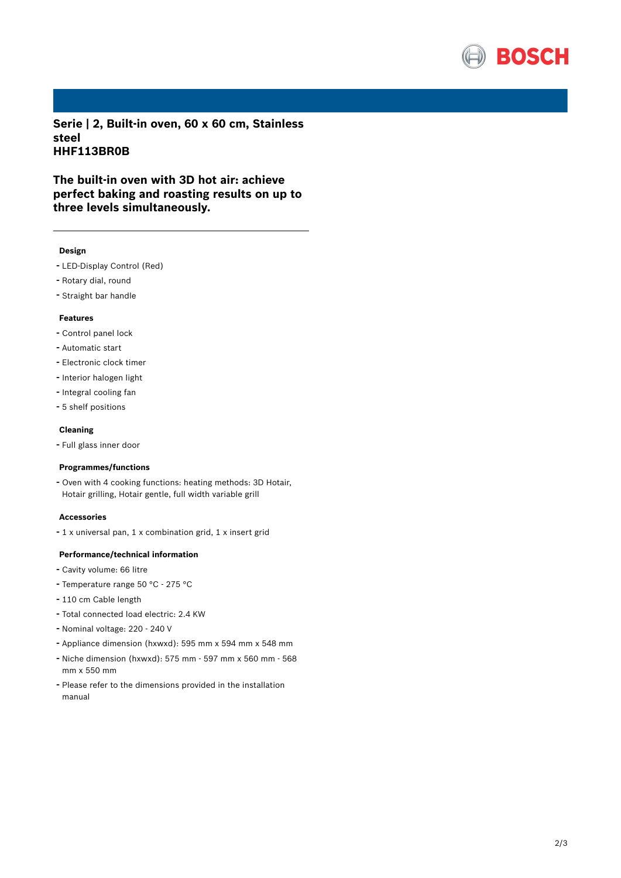# Serie | 2, Built-in oven, 60 x 60 cm, Stainless steel
# HHF113BR0B

## The built-in oven with 3D hot air: achieve perfect baking and roasting results on up to three levels simultaneously.

---

### Design

- LED-Display Control (Red)
- Rotary dial, round
- Straight bar handle

### Features

- Control panel lock
- Automatic start
- Electronic clock timer
- Interior halogen light
- Integral cooling fan
- 5 shelf positions

### Cleaning

- Full glass inner door

### Programmes/functions

- Oven with 4 cooking functions: heating methods: 3D Hotair, Hotair grilling, Hotair gentle, full width variable grill

### Accessories

- 1 x universal pan, 1 x combination grid, 1 x insert grid

### Performance/technical information

- Cavity volume: 66 litre
- Temperature range 50 °C - 275 °C
- 110 cm Cable length
- Total connected load electric: 2.4 KW
- Nominal voltage: 220 - 240 V
- Appliance dimension (hxwxd): 595 mm x 594 mm x 548 mm
- Niche dimension (hxwxd): 575 mm - 597 mm x 560 mm - 568 mm x 550 mm
- Please refer to the dimensions provided in the installation manual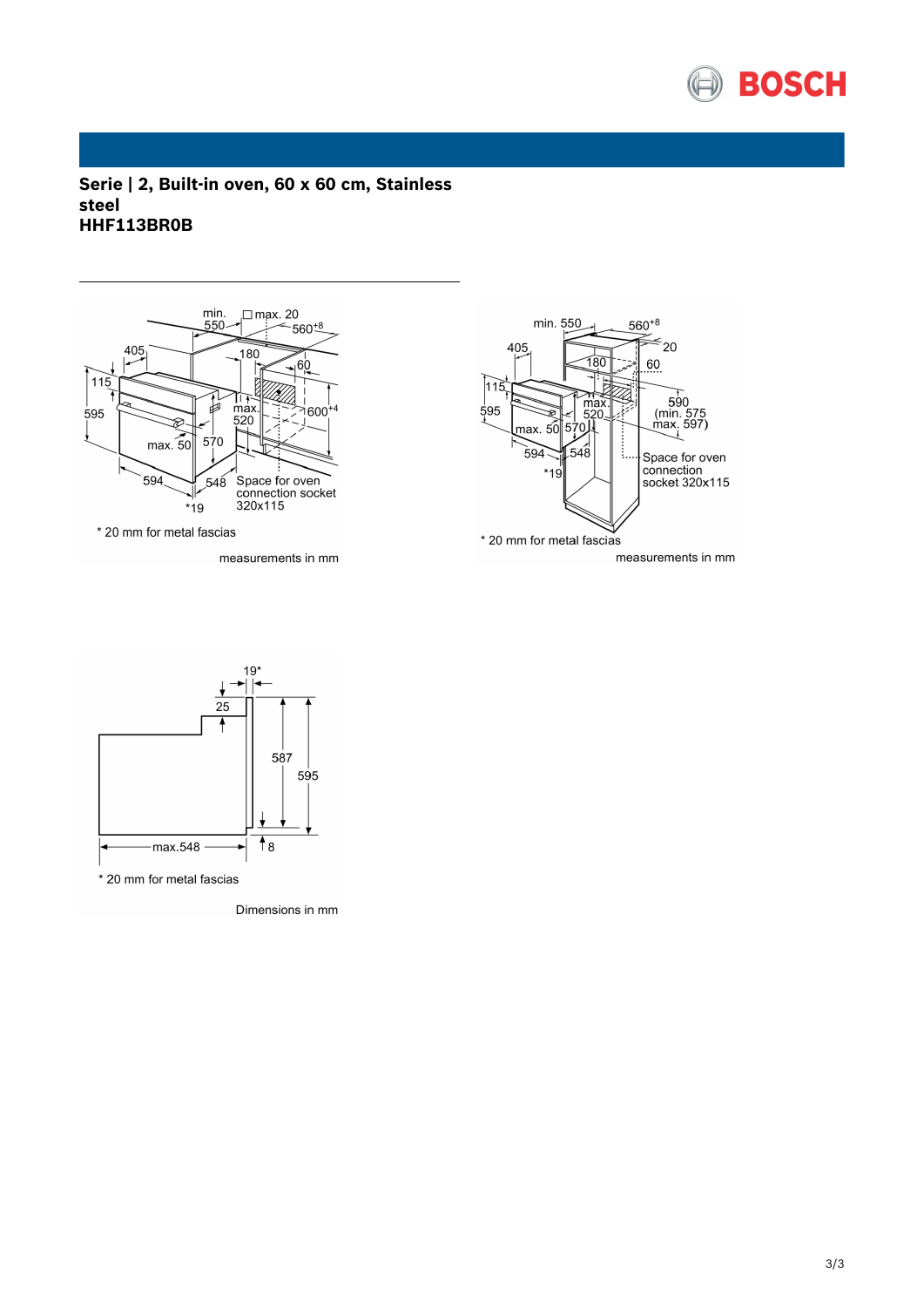**Serie | 2, Built-in oven, 60 x 60 cm, Stainless steel**
**HHF113BR0B**

min. 550
max. 20
$560^{+8}$
405
180
60
115
595
max. 520
$600^{+4}$
max. 50
570
594
548
*19
Space for oven connection socket 320x115

* 20 mm for metal fascias

measurements in mm

min. 550
$560^{+8}$
20
405
180
60
115
595
max. 520
590 (min. 575 max. 597)
max. 50
570
594
548
*19
Space for oven connection socket 320x115

* 20 mm for metal fascias

measurements in mm

19*
25
587
595
max.548
8

* 20 mm for metal fascias

Dimensions in mm